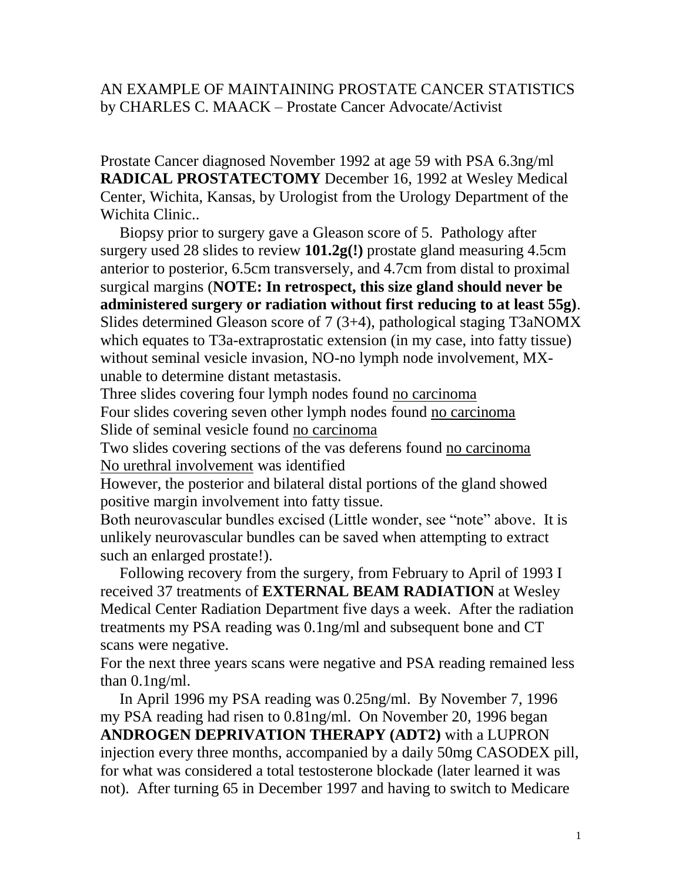AN EXAMPLE OF MAINTAINING PROSTATE CANCER STATISTICS by CHARLES C. MAACK – Prostate Cancer Advocate/Activist

Prostate Cancer diagnosed November 1992 at age 59 with PSA 6.3ng/ml **RADICAL PROSTATECTOMY** December 16, 1992 at Wesley Medical Center, Wichita, Kansas, by Urologist from the Urology Department of the Wichita Clinic..

Biopsy prior to surgery gave a Gleason score of 5. Pathology after surgery used 28 slides to review **101.2g(!)** prostate gland measuring 4.5cm anterior to posterior, 6.5cm transversely, and 4.7cm from distal to proximal surgical margins (**NOTE: In retrospect, this size gland should never be administered surgery or radiation without first reducing to at least 55g)**. Slides determined Gleason score of 7 (3+4), pathological staging T3aNOMX which equates to T3a-extraprostatic extension (in my case, into fatty tissue) without seminal vesicle invasion, NO-no lymph node involvement, MX-unable to determine distant metastasis.

Three slides covering four lymph nodes found <u>no carcinoma</u>
Four slides covering seven other lymph nodes found <u>no carcinoma</u>
Slide of seminal vesicle found <u>no carcinoma</u>
Two slides covering sections of the vas deferens found <u>no carcinoma</u>
<u>No urethral involvement</u> was identified
However, the posterior and bilateral distal portions of the gland showed positive margin involvement into fatty tissue.
Both neurovascular bundles excised (Little wonder, see "note" above. It is unlikely neurovascular bundles can be saved when attempting to extract such an enlarged prostate!).

Following recovery from the surgery, from February to April of 1993 I received 37 treatments of **EXTERNAL BEAM RADIATION** at Wesley Medical Center Radiation Department five days a week. After the radiation treatments my PSA reading was 0.1ng/ml and subsequent bone and CT scans were negative.
For the next three years scans were negative and PSA reading remained less than 0.1ng/ml.

In April 1996 my PSA reading was 0.25ng/ml. By November 7, 1996 my PSA reading had risen to 0.81ng/ml. On November 20, 1996 began **ANDROGEN DEPRIVATION THERAPY (ADT2)** with a LUPRON injection every three months, accompanied by a daily 50mg CASODEX pill, for what was considered a total testosterone blockade (later learned it was not). After turning 65 in December 1997 and having to switch to Medicare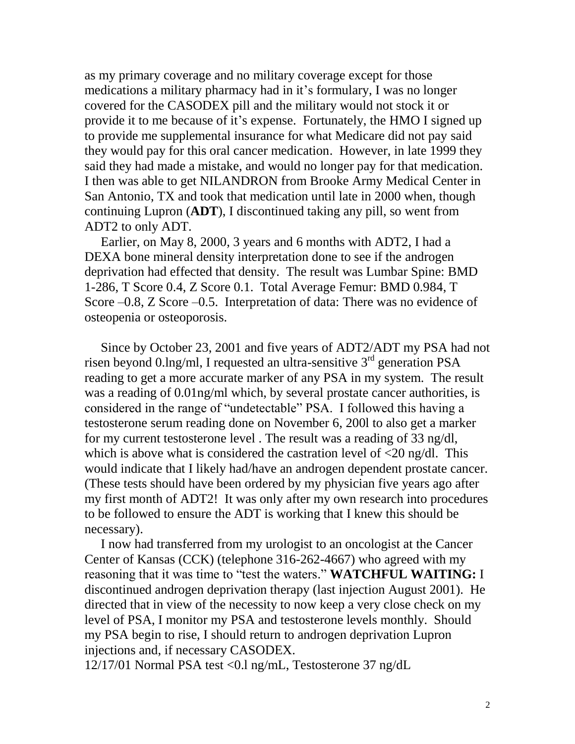as my primary coverage and no military coverage except for those medications a military pharmacy had in it's formulary, I was no longer covered for the CASODEX pill and the military would not stock it or provide it to me because of it's expense. Fortunately, the HMO I signed up to provide me supplemental insurance for what Medicare did not pay said they would pay for this oral cancer medication. However, in late 1999 they said they had made a mistake, and would no longer pay for that medication. I then was able to get NILANDRON from Brooke Army Medical Center in San Antonio, TX and took that medication until late in 2000 when, though continuing Lupron (**ADT**), I discontinued taking any pill, so went from ADT2 to only ADT.

Earlier, on May 8, 2000, 3 years and 6 months with ADT2, I had a DEXA bone mineral density interpretation done to see if the androgen deprivation had effected that density. The result was Lumbar Spine: BMD 1-286, T Score 0.4, Z Score 0.1. Total Average Femur: BMD 0.984, T Score –0.8, Z Score –0.5. Interpretation of data: There was no evidence of osteopenia or osteoporosis.

Since by October 23, 2001 and five years of ADT2/ADT my PSA had not risen beyond 0.lng/ml, I requested an ultra-sensitive 3rd generation PSA reading to get a more accurate marker of any PSA in my system. The result was a reading of 0.01ng/ml which, by several prostate cancer authorities, is considered in the range of "undetectable" PSA. I followed this having a testosterone serum reading done on November 6, 200l to also get a marker for my current testosterone level . The result was a reading of 33 ng/dl, which is above what is considered the castration level of <20 ng/dl. This would indicate that I likely had/have an androgen dependent prostate cancer. (These tests should have been ordered by my physician five years ago after my first month of ADT2! It was only after my own research into procedures to be followed to ensure the ADT is working that I knew this should be necessary).

I now had transferred from my urologist to an oncologist at the Cancer Center of Kansas (CCK) (telephone 316-262-4667) who agreed with my reasoning that it was time to "test the waters." **WATCHFUL WAITING:** I discontinued androgen deprivation therapy (last injection August 2001). He directed that in view of the necessity to now keep a very close check on my level of PSA, I monitor my PSA and testosterone levels monthly. Should my PSA begin to rise, I should return to androgen deprivation Lupron injections and, if necessary CASODEX.

12/17/01 Normal PSA test <0.l ng/mL, Testosterone 37 ng/dL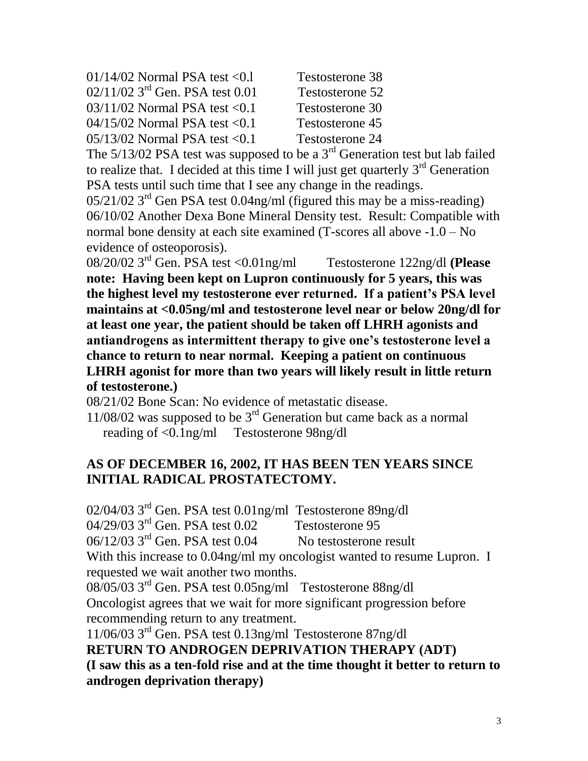01/14/02 Normal PSA test <0.l Testosterone 38
02/11/02 3rd Gen. PSA test 0.01 Testosterone 52
03/11/02 Normal PSA test <0.1 Testosterone 30
04/15/02 Normal PSA test <0.1 Testosterone 45
05/13/02 Normal PSA test <0.1 Testosterone 24

The 5/13/02 PSA test was supposed to be a 3rd Generation test but lab failed to realize that. I decided at this time I will just get quarterly 3rd Generation PSA tests until such time that I see any change in the readings.

05/21/02 3rd Gen PSA test 0.04ng/ml (figured this may be a miss-reading)

06/10/02 Another Dexa Bone Mineral Density test. Result: Compatible with normal bone density at each site examined (T-scores all above -1.0 – No evidence of osteoporosis).

08/20/02 3rd Gen. PSA test <0.01ng/ml Testosterone 122ng/dl **(Please note: Having been kept on Lupron continuously for 5 years, this was the highest level my testosterone ever returned. If a patient's PSA level maintains at <0.05ng/ml and testosterone level near or below 20ng/dl for at least one year, the patient should be taken off LHRH agonists and antiandrogens as intermittent therapy to give one's testosterone level a chance to return to near normal. Keeping a patient on continuous LHRH agonist for more than two years will likely result in little return of testosterone.)**

08/21/02 Bone Scan: No evidence of metastatic disease.

11/08/02 was supposed to be 3rd Generation but came back as a normal reading of <0.1ng/ml Testosterone 98ng/dl

**AS OF DECEMBER 16, 2002, IT HAS BEEN TEN YEARS SINCE INITIAL RADICAL PROSTATECTOMY.**

02/04/03 3rd Gen. PSA test 0.01ng/ml Testosterone 89ng/dl
04/29/03 3rd Gen. PSA test 0.02 Testosterone 95
06/12/03 3rd Gen. PSA test 0.04 No testosterone result

With this increase to 0.04ng/ml my oncologist wanted to resume Lupron. I requested we wait another two months.

08/05/03 3rd Gen. PSA test 0.05ng/ml Testosterone 88ng/dl

Oncologist agrees that we wait for more significant progression before recommending return to any treatment.

11/06/03 3rd Gen. PSA test 0.13ng/ml Testosterone 87ng/dl

**RETURN TO ANDROGEN DEPRIVATION THERAPY (ADT)**

**(I saw this as a ten-fold rise and at the time thought it better to return to androgen deprivation therapy)**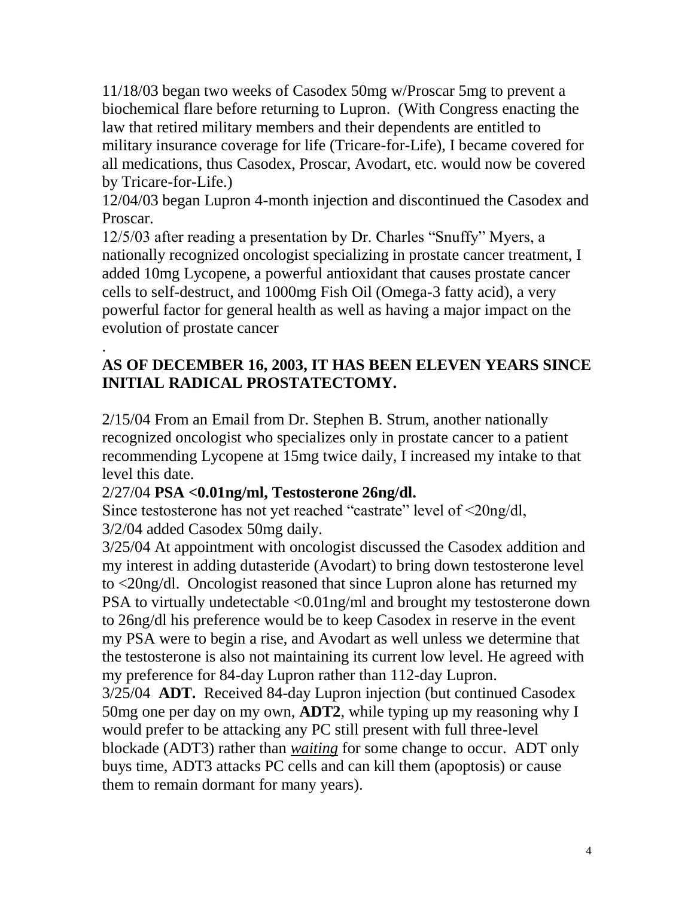11/18/03 began two weeks of Casodex 50mg w/Proscar 5mg to prevent a biochemical flare before returning to Lupron. (With Congress enacting the law that retired military members and their dependents are entitled to military insurance coverage for life (Tricare-for-Life), I became covered for all medications, thus Casodex, Proscar, Avodart, etc. would now be covered by Tricare-for-Life.)

12/04/03 began Lupron 4-month injection and discontinued the Casodex and Proscar.

12/5/03 after reading a presentation by Dr. Charles "Snuffy" Myers, a nationally recognized oncologist specializing in prostate cancer treatment, I added 10mg Lycopene, a powerful antioxidant that causes prostate cancer cells to self-destruct, and 1000mg Fish Oil (Omega-3 fatty acid), a very powerful factor for general health as well as having a major impact on the evolution of prostate cancer

.

**AS OF DECEMBER 16, 2003, IT HAS BEEN ELEVEN YEARS SINCE INITIAL RADICAL PROSTATECTOMY.**

2/15/04 From an Email from Dr. Stephen B. Strum, another nationally recognized oncologist who specializes only in prostate cancer to a patient recommending Lycopene at 15mg twice daily, I increased my intake to that level this date.

2/27/04 **PSA <0.01ng/ml, Testosterone 26ng/dl.**

Since testosterone has not yet reached "castrate" level of <20ng/dl,

3/2/04 added Casodex 50mg daily.

3/25/04 At appointment with oncologist discussed the Casodex addition and my interest in adding dutasteride (Avodart) to bring down testosterone level to <20ng/dl. Oncologist reasoned that since Lupron alone has returned my PSA to virtually undetectable <0.01ng/ml and brought my testosterone down to 26ng/dl his preference would be to keep Casodex in reserve in the event my PSA were to begin a rise, and Avodart as well unless we determine that the testosterone is also not maintaining its current low level. He agreed with my preference for 84-day Lupron rather than 112-day Lupron.

3/25/04 **ADT.** Received 84-day Lupron injection (but continued Casodex 50mg one per day on my own, **ADT2**, while typing up my reasoning why I would prefer to be attacking any PC still present with full three-level blockade (ADT3) rather than ***waiting*** for some change to occur. ADT only buys time, ADT3 attacks PC cells and can kill them (apoptosis) or cause them to remain dormant for many years).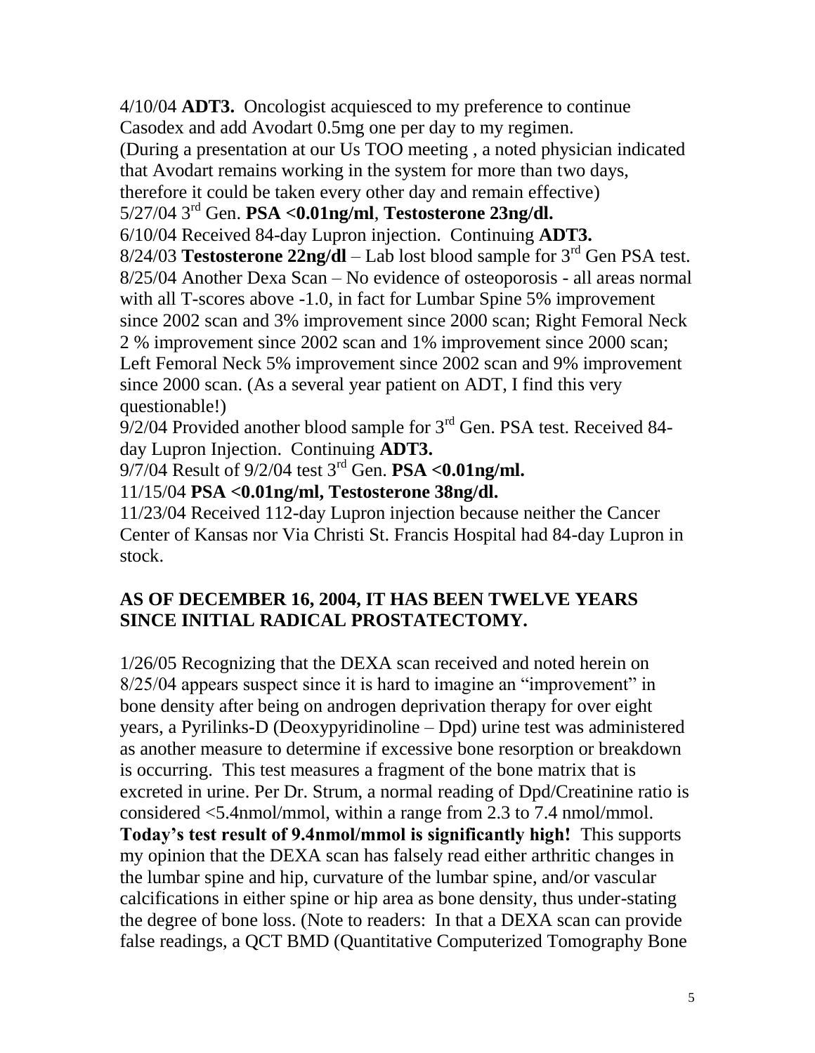4/10/04 **ADT3.** Oncologist acquiesced to my preference to continue Casodex and add Avodart 0.5mg one per day to my regimen. (During a presentation at our Us TOO meeting , a noted physician indicated that Avodart remains working in the system for more than two days, therefore it could be taken every other day and remain effective)

5/27/04 3rd Gen. **PSA <0.01ng/ml**, **Testosterone 23ng/dl.**

6/10/04 Received 84-day Lupron injection. Continuing **ADT3.**

8/24/03 **Testosterone 22ng/dl** – Lab lost blood sample for 3rd Gen PSA test.

8/25/04 Another Dexa Scan – No evidence of osteoporosis - all areas normal with all T-scores above -1.0, in fact for Lumbar Spine 5% improvement since 2002 scan and 3% improvement since 2000 scan; Right Femoral Neck 2 % improvement since 2002 scan and 1% improvement since 2000 scan; Left Femoral Neck 5% improvement since 2002 scan and 9% improvement since 2000 scan. (As a several year patient on ADT, I find this very questionable!)

9/2/04 Provided another blood sample for 3rd Gen. PSA test. Received 84-day Lupron Injection. Continuing **ADT3.**

9/7/04 Result of 9/2/04 test 3rd Gen. **PSA <0.01ng/ml.**

11/15/04 **PSA <0.01ng/ml, Testosterone 38ng/dl.**

11/23/04 Received 112-day Lupron injection because neither the Cancer Center of Kansas nor Via Christi St. Francis Hospital had 84-day Lupron in stock.

**AS OF DECEMBER 16, 2004, IT HAS BEEN TWELVE YEARS SINCE INITIAL RADICAL PROSTATECTOMY.**

1/26/05 Recognizing that the DEXA scan received and noted herein on 8/25/04 appears suspect since it is hard to imagine an "improvement" in bone density after being on androgen deprivation therapy for over eight years, a Pyrilinks-D (Deoxypyridinoline – Dpd) urine test was administered as another measure to determine if excessive bone resorption or breakdown is occurring. This test measures a fragment of the bone matrix that is excreted in urine. Per Dr. Strum, a normal reading of Dpd/Creatinine ratio is considered <5.4nmol/mmol, within a range from 2.3 to 7.4 nmol/mmol. **Today's test result of 9.4nmol/mmol is significantly high!** This supports my opinion that the DEXA scan has falsely read either arthritic changes in the lumbar spine and hip, curvature of the lumbar spine, and/or vascular calcifications in either spine or hip area as bone density, thus under-stating the degree of bone loss. (Note to readers: In that a DEXA scan can provide false readings, a QCT BMD (Quantitative Computerized Tomography Bone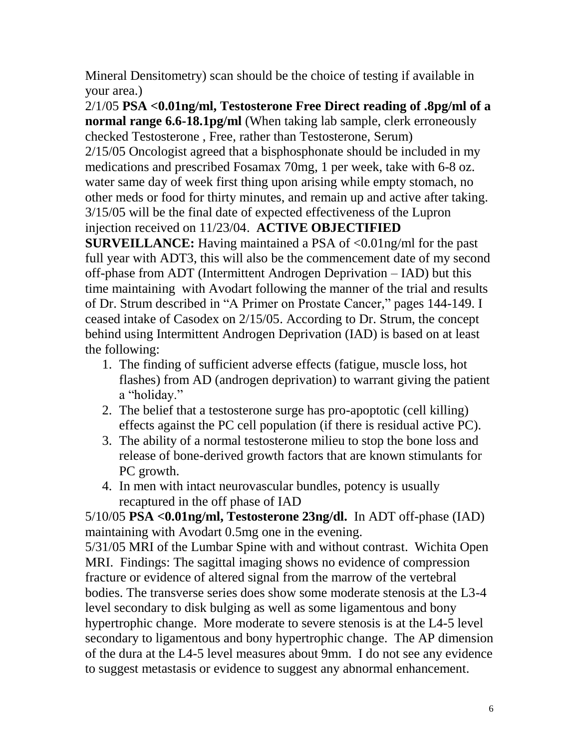Mineral Densitometry) scan should be the choice of testing if available in your area.)

2/1/05 **PSA <0.01ng/ml, Testosterone Free Direct reading of .8pg/ml of a normal range 6.6-18.1pg/ml** (When taking lab sample, clerk erroneously checked Testosterone , Free, rather than Testosterone, Serum)

2/15/05 Oncologist agreed that a bisphosphonate should be included in my medications and prescribed Fosamax 70mg, 1 per week, take with 6-8 oz. water same day of week first thing upon arising while empty stomach, no other meds or food for thirty minutes, and remain up and active after taking.

3/15/05 will be the final date of expected effectiveness of the Lupron injection received on 11/23/04. **ACTIVE OBJECTIFIED SURVEILLANCE:** Having maintained a PSA of <0.01ng/ml for the past full year with ADT3, this will also be the commencement date of my second off-phase from ADT (Intermittent Androgen Deprivation – IAD) but this time maintaining with Avodart following the manner of the trial and results of Dr. Strum described in "A Primer on Prostate Cancer," pages 144-149. I ceased intake of Casodex on 2/15/05. According to Dr. Strum, the concept behind using Intermittent Androgen Deprivation (IAD) is based on at least the following:

1. The finding of sufficient adverse effects (fatigue, muscle loss, hot flashes) from AD (androgen deprivation) to warrant giving the patient a "holiday."
2. The belief that a testosterone surge has pro-apoptotic (cell killing) effects against the PC cell population (if there is residual active PC).
3. The ability of a normal testosterone milieu to stop the bone loss and release of bone-derived growth factors that are known stimulants for PC growth.
4. In men with intact neurovascular bundles, potency is usually recaptured in the off phase of IAD

5/10/05 **PSA <0.01ng/ml, Testosterone 23ng/dl.** In ADT off-phase (IAD) maintaining with Avodart 0.5mg one in the evening.

5/31/05 MRI of the Lumbar Spine with and without contrast. Wichita Open MRI. Findings: The sagittal imaging shows no evidence of compression fracture or evidence of altered signal from the marrow of the vertebral bodies. The transverse series does show some moderate stenosis at the L3-4 level secondary to disk bulging as well as some ligamentous and bony hypertrophic change. More moderate to severe stenosis is at the L4-5 level secondary to ligamentous and bony hypertrophic change. The AP dimension of the dura at the L4-5 level measures about 9mm. I do not see any evidence to suggest metastasis or evidence to suggest any abnormal enhancement.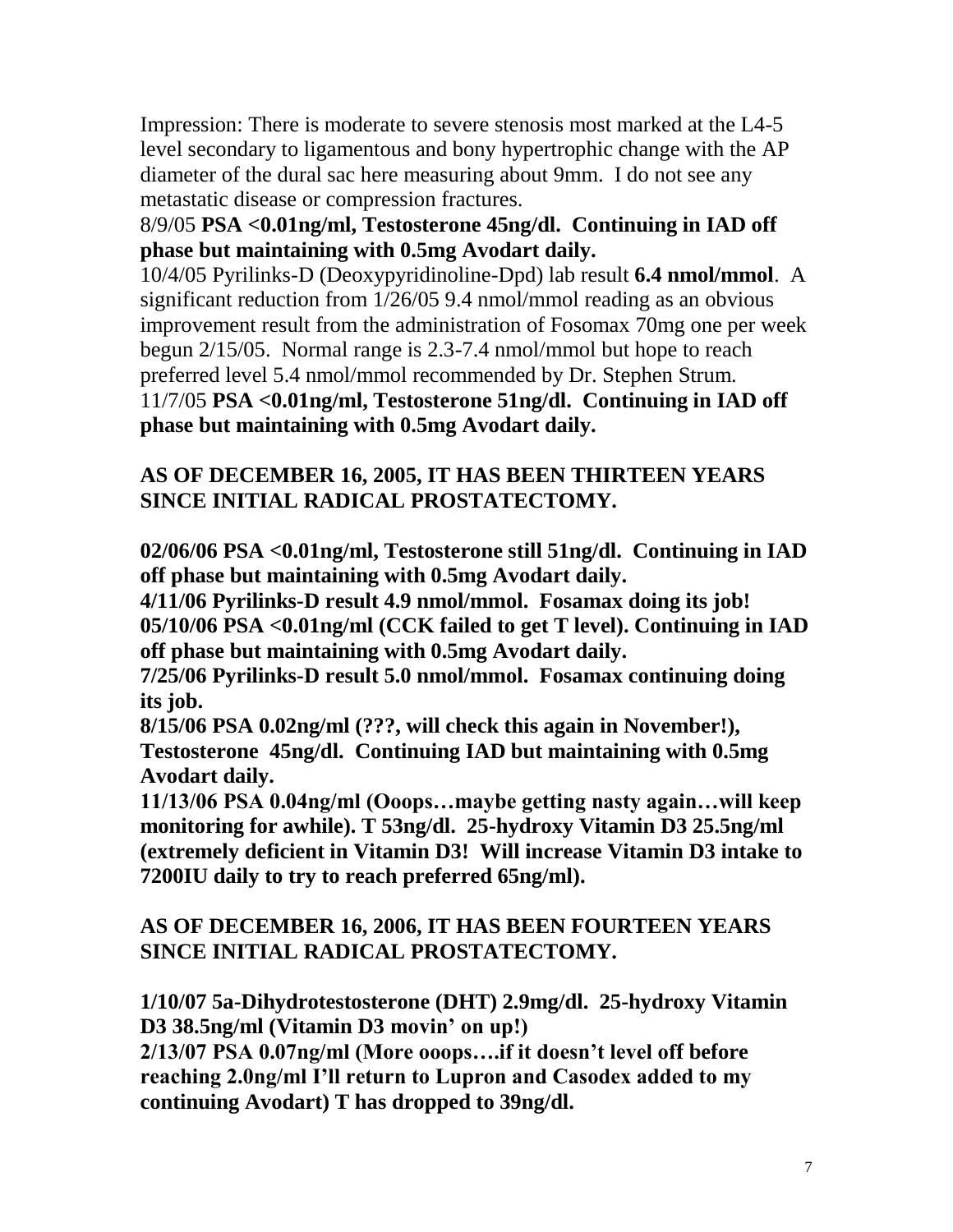Impression: There is moderate to severe stenosis most marked at the L4-5 level secondary to ligamentous and bony hypertrophic change with the AP diameter of the dural sac here measuring about 9mm. I do not see any metastatic disease or compression fractures.

8/9/05 **PSA <0.01ng/ml, Testosterone 45ng/dl. Continuing in IAD off phase but maintaining with 0.5mg Avodart daily.**

10/4/05 Pyrilinks-D (Deoxypyridinoline-Dpd) lab result **6.4 nmol/mmol**. A significant reduction from 1/26/05 9.4 nmol/mmol reading as an obvious improvement result from the administration of Fosomax 70mg one per week begun 2/15/05. Normal range is 2.3-7.4 nmol/mmol but hope to reach preferred level 5.4 nmol/mmol recommended by Dr. Stephen Strum.

11/7/05 **PSA <0.01ng/ml, Testosterone 51ng/dl. Continuing in IAD off phase but maintaining with 0.5mg Avodart daily.**

**AS OF DECEMBER 16, 2005, IT HAS BEEN THIRTEEN YEARS SINCE INITIAL RADICAL PROSTATECTOMY.**

**02/06/06 PSA <0.01ng/ml, Testosterone still 51ng/dl. Continuing in IAD off phase but maintaining with 0.5mg Avodart daily.**

**4/11/06 Pyrilinks-D result 4.9 nmol/mmol. Fosamax doing its job!**

**05/10/06 PSA <0.01ng/ml (CCK failed to get T level). Continuing in IAD off phase but maintaining with 0.5mg Avodart daily.**

**7/25/06 Pyrilinks-D result 5.0 nmol/mmol. Fosamax continuing doing its job.**

**8/15/06 PSA 0.02ng/ml (???, will check this again in November!), Testosterone 45ng/dl. Continuing IAD but maintaining with 0.5mg Avodart daily.**

**11/13/06 PSA 0.04ng/ml (Ooops…maybe getting nasty again…will keep monitoring for awhile). T 53ng/dl. 25-hydroxy Vitamin D3 25.5ng/ml (extremely deficient in Vitamin D3! Will increase Vitamin D3 intake to 7200IU daily to try to reach preferred 65ng/ml).**

**AS OF DECEMBER 16, 2006, IT HAS BEEN FOURTEEN YEARS SINCE INITIAL RADICAL PROSTATECTOMY.**

**1/10/07 5a-Dihydrotestosterone (DHT) 2.9mg/dl. 25-hydroxy Vitamin D3 38.5ng/ml (Vitamin D3 movin' on up!)**

**2/13/07 PSA 0.07ng/ml (More ooops….if it doesn't level off before reaching 2.0ng/ml I'll return to Lupron and Casodex added to my continuing Avodart) T has dropped to 39ng/dl.**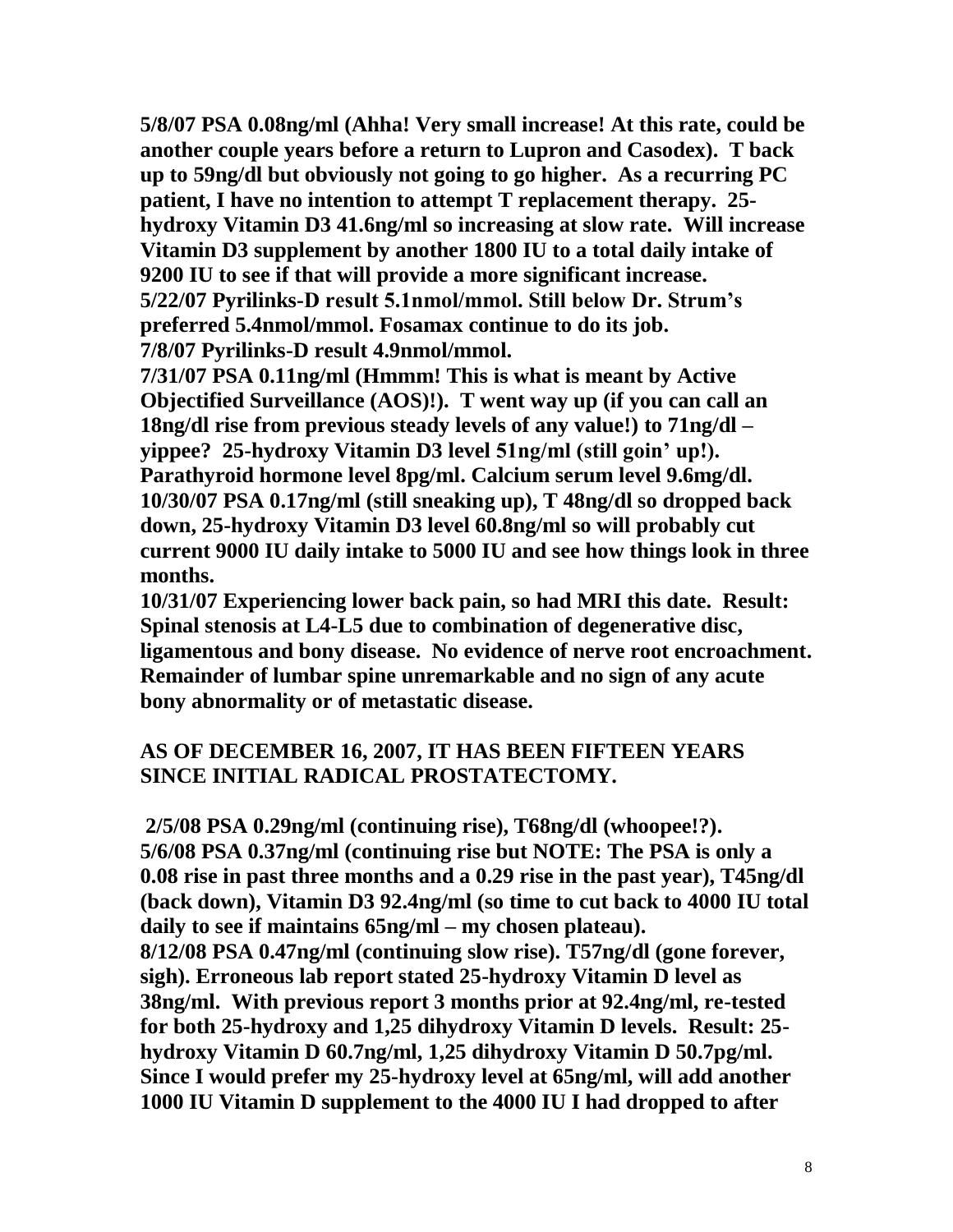**5/8/07 PSA 0.08ng/ml (Ahha! Very small increase! At this rate, could be another couple years before a return to Lupron and Casodex). T back up to 59ng/dl but obviously not going to go higher. As a recurring PC patient, I have no intention to attempt T replacement therapy. 25-hydroxy Vitamin D3 41.6ng/ml so increasing at slow rate. Will increase Vitamin D3 supplement by another 1800 IU to a total daily intake of 9200 IU to see if that will provide a more significant increase.**
**5/22/07 Pyrilinks-D result 5.1nmol/mmol. Still below Dr. Strum's preferred 5.4nmol/mmol. Fosamax continue to do its job.**
**7/8/07 Pyrilinks-D result 4.9nmol/mmol.**
**7/31/07 PSA 0.11ng/ml (Hmmm! This is what is meant by Active Objectified Surveillance (AOS)!). T went way up (if you can call an 18ng/dl rise from previous steady levels of any value!) to 71ng/dl – yippee? 25-hydroxy Vitamin D3 level 51ng/ml (still goin' up!). Parathyroid hormone level 8pg/ml. Calcium serum level 9.6mg/dl.**
**10/30/07 PSA 0.17ng/ml (still sneaking up), T 48ng/dl so dropped back down, 25-hydroxy Vitamin D3 level 60.8ng/ml so will probably cut current 9000 IU daily intake to 5000 IU and see how things look in three months.**
**10/31/07 Experiencing lower back pain, so had MRI this date. Result: Spinal stenosis at L4-L5 due to combination of degenerative disc, ligamentous and bony disease. No evidence of nerve root encroachment. Remainder of lumbar spine unremarkable and no sign of any acute bony abnormality or of metastatic disease.**

**AS OF DECEMBER 16, 2007, IT HAS BEEN FIFTEEN YEARS SINCE INITIAL RADICAL PROSTATECTOMY.**

**2/5/08 PSA 0.29ng/ml (continuing rise), T68ng/dl (whoopee!?).**
**5/6/08 PSA 0.37ng/ml (continuing rise but NOTE: The PSA is only a 0.08 rise in past three months and a 0.29 rise in the past year), T45ng/dl (back down), Vitamin D3 92.4ng/ml (so time to cut back to 4000 IU total daily to see if maintains 65ng/ml – my chosen plateau).**
**8/12/08 PSA 0.47ng/ml (continuing slow rise). T57ng/dl (gone forever, sigh). Erroneous lab report stated 25-hydroxy Vitamin D level as 38ng/ml. With previous report 3 months prior at 92.4ng/ml, re-tested for both 25-hydroxy and 1,25 dihydroxy Vitamin D levels. Result: 25-hydroxy Vitamin D 60.7ng/ml, 1,25 dihydroxy Vitamin D 50.7pg/ml. Since I would prefer my 25-hydroxy level at 65ng/ml, will add another 1000 IU Vitamin D supplement to the 4000 IU I had dropped to after**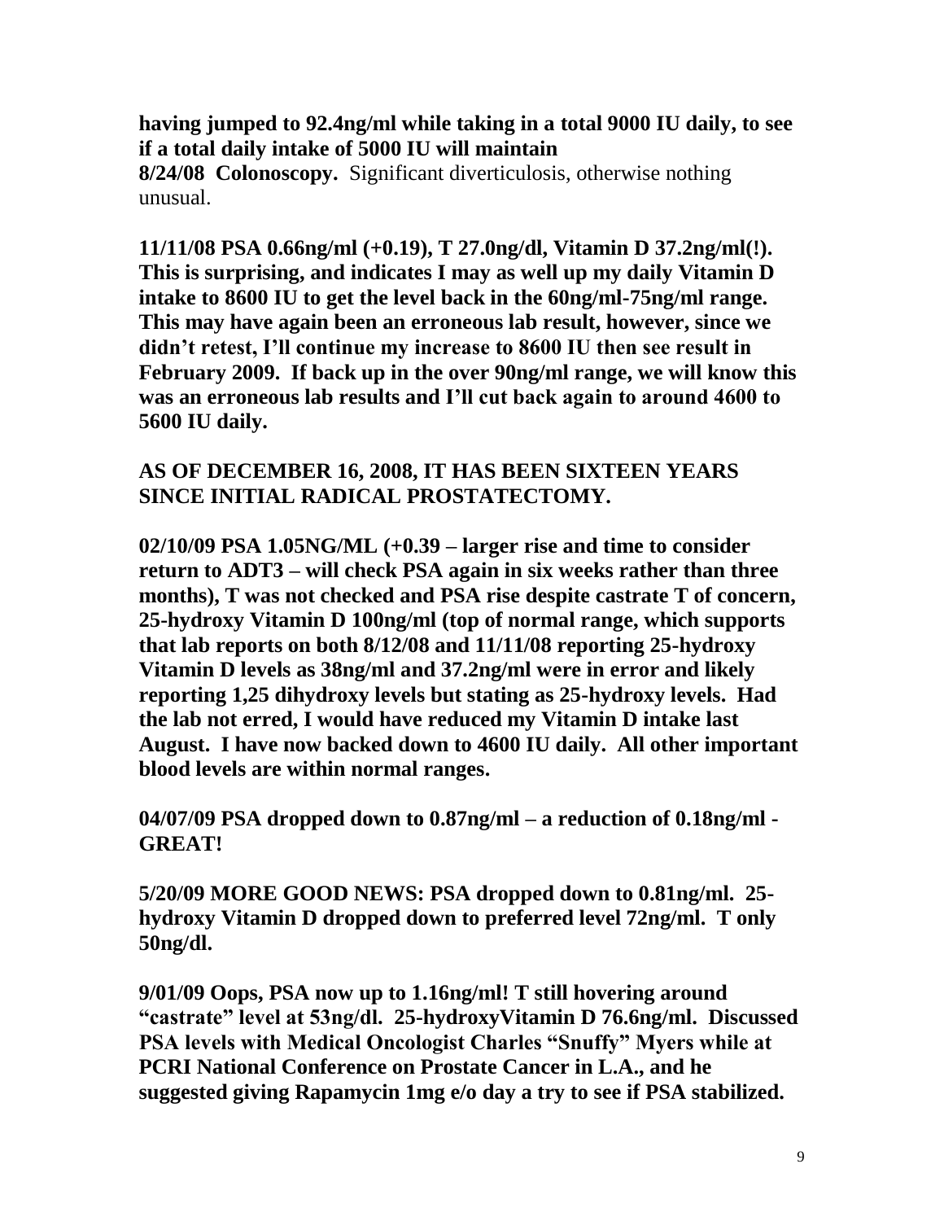**having jumped to 92.4ng/ml while taking in a total 9000 IU daily, to see if a total daily intake of 5000 IU will maintain**

**8/24/08 Colonoscopy.** Significant diverticulosis, otherwise nothing unusual.

**11/11/08 PSA 0.66ng/ml (+0.19), T 27.0ng/dl, Vitamin D 37.2ng/ml(!). This is surprising, and indicates I may as well up my daily Vitamin D intake to 8600 IU to get the level back in the 60ng/ml-75ng/ml range. This may have again been an erroneous lab result, however, since we didn't retest, I'll continue my increase to 8600 IU then see result in February 2009. If back up in the over 90ng/ml range, we will know this was an erroneous lab results and I'll cut back again to around 4600 to 5600 IU daily.**

**AS OF DECEMBER 16, 2008, IT HAS BEEN SIXTEEN YEARS SINCE INITIAL RADICAL PROSTATECTOMY.**

**02/10/09 PSA 1.05NG/ML (+0.39 – larger rise and time to consider return to ADT3 – will check PSA again in six weeks rather than three months), T was not checked and PSA rise despite castrate T of concern, 25-hydroxy Vitamin D 100ng/ml (top of normal range, which supports that lab reports on both 8/12/08 and 11/11/08 reporting 25-hydroxy Vitamin D levels as 38ng/ml and 37.2ng/ml were in error and likely reporting 1,25 dihydroxy levels but stating as 25-hydroxy levels. Had the lab not erred, I would have reduced my Vitamin D intake last August. I have now backed down to 4600 IU daily. All other important blood levels are within normal ranges.**

**04/07/09 PSA dropped down to 0.87ng/ml – a reduction of 0.18ng/ml - GREAT!**

**5/20/09 MORE GOOD NEWS: PSA dropped down to 0.81ng/ml. 25-hydroxy Vitamin D dropped down to preferred level 72ng/ml. T only 50ng/dl.**

**9/01/09 Oops, PSA now up to 1.16ng/ml! T still hovering around "castrate" level at 53ng/dl. 25-hydroxyVitamin D 76.6ng/ml. Discussed PSA levels with Medical Oncologist Charles "Snuffy" Myers while at PCRI National Conference on Prostate Cancer in L.A., and he suggested giving Rapamycin 1mg e/o day a try to see if PSA stabilized.**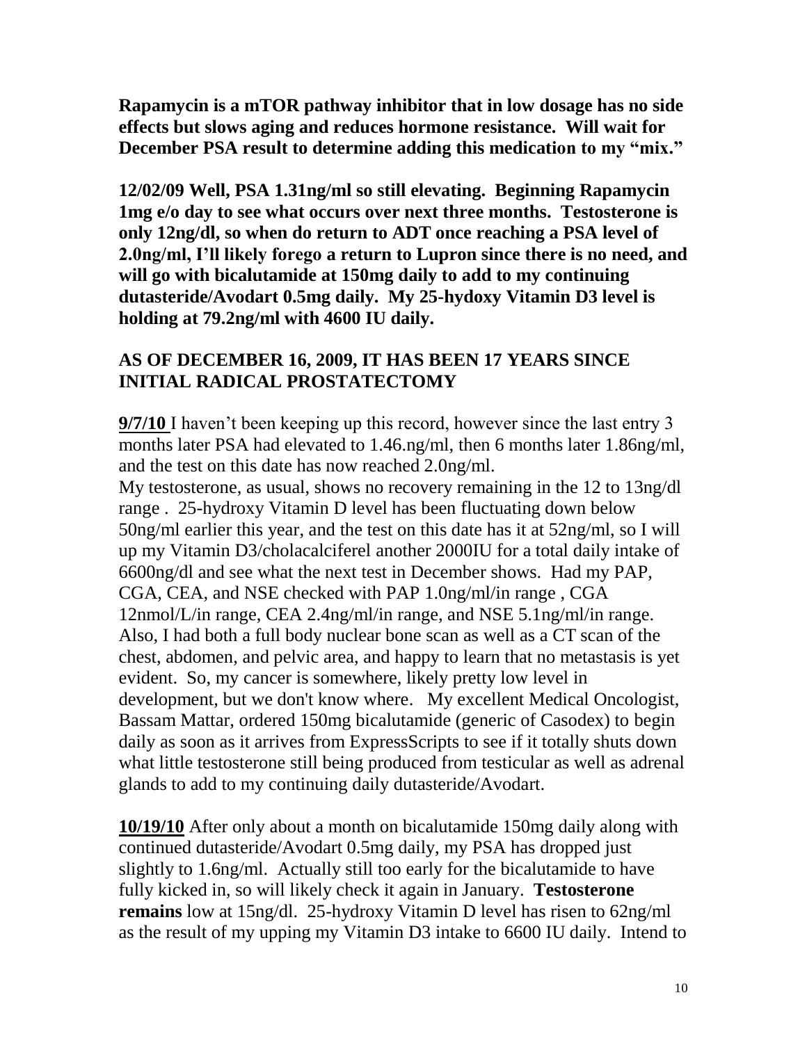**Rapamycin is a mTOR pathway inhibitor that in low dosage has no side effects but slows aging and reduces hormone resistance. Will wait for December PSA result to determine adding this medication to my "mix."**

**12/02/09 Well, PSA 1.31ng/ml so still elevating. Beginning Rapamycin 1mg e/o day to see what occurs over next three months. Testosterone is only 12ng/dl, so when do return to ADT once reaching a PSA level of 2.0ng/ml, I'll likely forego a return to Lupron since there is no need, and will go with bicalutamide at 150mg daily to add to my continuing dutasteride/Avodart 0.5mg daily. My 25-hydoxy Vitamin D3 level is holding at 79.2ng/ml with 4600 IU daily.**

**AS OF DECEMBER 16, 2009, IT HAS BEEN 17 YEARS SINCE INITIAL RADICAL PROSTATECTOMY**

**<u>9/7/10</u>** I haven't been keeping up this record, however since the last entry 3 months later PSA had elevated to 1.46.ng/ml, then 6 months later 1.86ng/ml, and the test on this date has now reached 2.0ng/ml.
My testosterone, as usual, shows no recovery remaining in the 12 to 13ng/dl range . 25-hydroxy Vitamin D level has been fluctuating down below 50ng/ml earlier this year, and the test on this date has it at 52ng/ml, so I will up my Vitamin D3/cholacalciferel another 2000IU for a total daily intake of 6600ng/dl and see what the next test in December shows. Had my PAP, CGA, CEA, and NSE checked with PAP 1.0ng/ml/in range , CGA 12nmol/L/in range, CEA 2.4ng/ml/in range, and NSE 5.1ng/ml/in range. Also, I had both a full body nuclear bone scan as well as a CT scan of the chest, abdomen, and pelvic area, and happy to learn that no metastasis is yet evident. So, my cancer is somewhere, likely pretty low level in development, but we don't know where. My excellent Medical Oncologist, Bassam Mattar, ordered 150mg bicalutamide (generic of Casodex) to begin daily as soon as it arrives from ExpressScripts to see if it totally shuts down what little testosterone still being produced from testicular as well as adrenal glands to add to my continuing daily dutasteride/Avodart.

**<u>10/19/10</u>** After only about a month on bicalutamide 150mg daily along with continued dutasteride/Avodart 0.5mg daily, my PSA has dropped just slightly to 1.6ng/ml. Actually still too early for the bicalutamide to have fully kicked in, so will likely check it again in January. **Testosterone remains** low at 15ng/dl. 25-hydroxy Vitamin D level has risen to 62ng/ml as the result of my upping my Vitamin D3 intake to 6600 IU daily. Intend to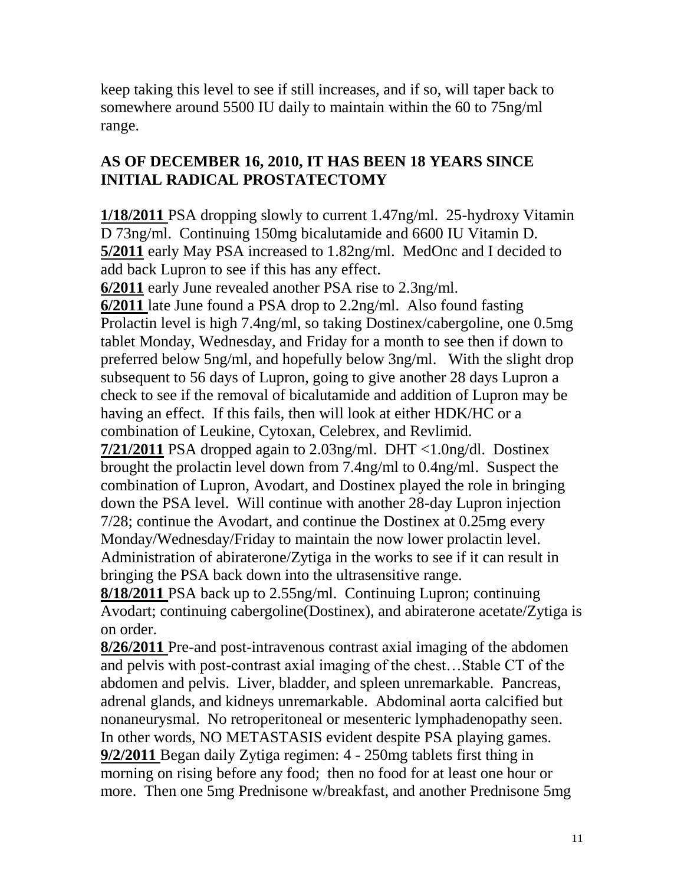keep taking this level to see if still increases, and if so, will taper back to somewhere around 5500 IU daily to maintain within the 60 to 75ng/ml range.

**AS OF DECEMBER 16, 2010, IT HAS BEEN 18 YEARS SINCE INITIAL RADICAL PROSTATECTOMY**

**1/18/2011** PSA dropping slowly to current 1.47ng/ml. 25-hydroxy Vitamin D 73ng/ml. Continuing 150mg bicalutamide and 6600 IU Vitamin D.
**5/2011** early May PSA increased to 1.82ng/ml. MedOnc and I decided to add back Lupron to see if this has any effect.
**6/2011** early June revealed another PSA rise to 2.3ng/ml.
**6/2011** late June found a PSA drop to 2.2ng/ml. Also found fasting Prolactin level is high 7.4ng/ml, so taking Dostinex/cabergoline, one 0.5mg tablet Monday, Wednesday, and Friday for a month to see then if down to preferred below 5ng/ml, and hopefully below 3ng/ml. With the slight drop subsequent to 56 days of Lupron, going to give another 28 days Lupron a check to see if the removal of bicalutamide and addition of Lupron may be having an effect. If this fails, then will look at either HDK/HC or a combination of Leukine, Cytoxan, Celebrex, and Revlimid.
**7/21/2011** PSA dropped again to 2.03ng/ml. DHT <1.0ng/dl. Dostinex brought the prolactin level down from 7.4ng/ml to 0.4ng/ml. Suspect the combination of Lupron, Avodart, and Dostinex played the role in bringing down the PSA level. Will continue with another 28-day Lupron injection 7/28; continue the Avodart, and continue the Dostinex at 0.25mg every Monday/Wednesday/Friday to maintain the now lower prolactin level. Administration of abiraterone/Zytiga in the works to see if it can result in bringing the PSA back down into the ultrasensitive range.
**8/18/2011** PSA back up to 2.55ng/ml. Continuing Lupron; continuing Avodart; continuing cabergoline(Dostinex), and abiraterone acetate/Zytiga is on order.
**8/26/2011** Pre-and post-intravenous contrast axial imaging of the abdomen and pelvis with post-contrast axial imaging of the chest…Stable CT of the abdomen and pelvis. Liver, bladder, and spleen unremarkable. Pancreas, adrenal glands, and kidneys unremarkable. Abdominal aorta calcified but nonaneurysmal. No retroperitoneal or mesenteric lymphadenopathy seen. In other words, NO METASTASIS evident despite PSA playing games.
**9/2/2011** Began daily Zytiga regimen: 4 - 250mg tablets first thing in morning on rising before any food; then no food for at least one hour or more. Then one 5mg Prednisone w/breakfast, and another Prednisone 5mg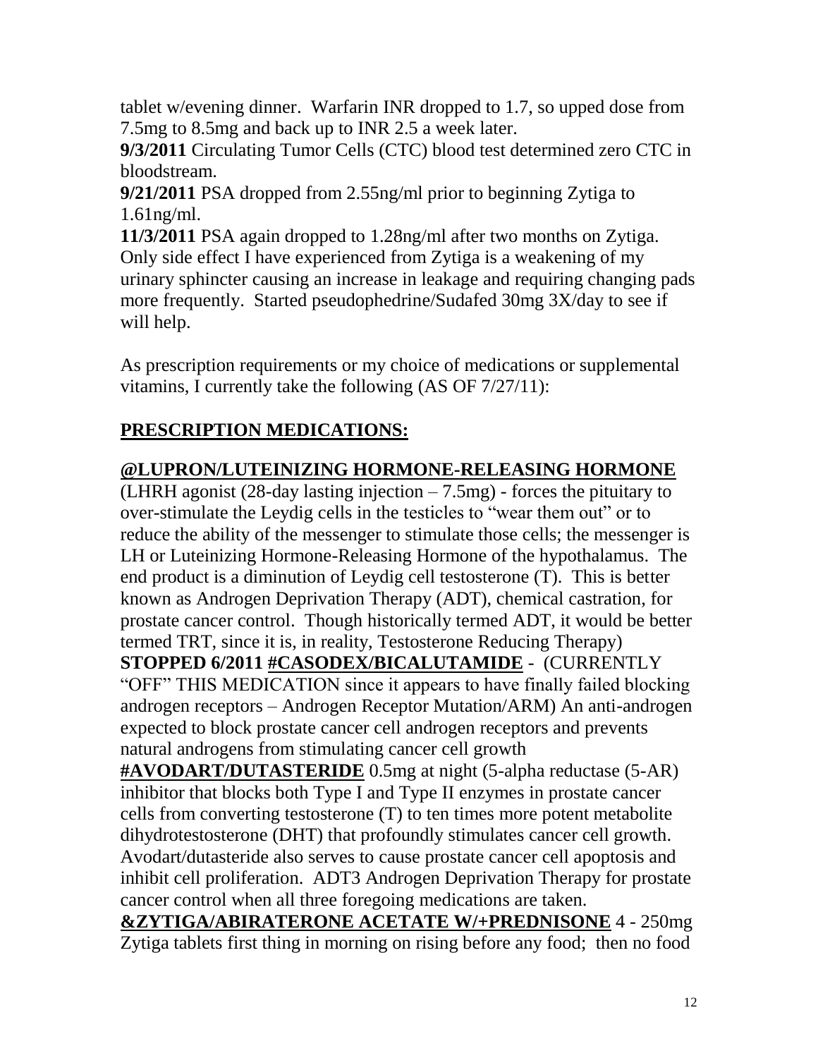tablet w/evening dinner. Warfarin INR dropped to 1.7, so upped dose from 7.5mg to 8.5mg and back up to INR 2.5 a week later.

**9/3/2011** Circulating Tumor Cells (CTC) blood test determined zero CTC in bloodstream.

**9/21/2011** PSA dropped from 2.55ng/ml prior to beginning Zytiga to 1.61ng/ml.

**11/3/2011** PSA again dropped to 1.28ng/ml after two months on Zytiga. Only side effect I have experienced from Zytiga is a weakening of my urinary sphincter causing an increase in leakage and requiring changing pads more frequently. Started pseudophedrine/Sudafed 30mg 3X/day to see if will help.

As prescription requirements or my choice of medications or supplemental vitamins, I currently take the following (AS OF 7/27/11):

## <u>PRESCRIPTION MEDICATIONS:</u>

## <u>@LUPRON/LUTEINIZING HORMONE-RELEASING HORMONE</u>

(LHRH agonist (28-day lasting injection – 7.5mg) - forces the pituitary to over-stimulate the Leydig cells in the testicles to "wear them out" or to reduce the ability of the messenger to stimulate those cells; the messenger is LH or Luteinizing Hormone-Releasing Hormone of the hypothalamus. The end product is a diminution of Leydig cell testosterone (T). This is better known as Androgen Deprivation Therapy (ADT), chemical castration, for prostate cancer control. Though historically termed ADT, it would be better termed TRT, since it is, in reality, Testosterone Reducing Therapy)

**STOPPED 6/2011 <u>#CASODEX/BICALUTAMIDE</u>** - (CURRENTLY "OFF" THIS MEDICATION since it appears to have finally failed blocking androgen receptors – Androgen Receptor Mutation/ARM) An anti-androgen expected to block prostate cancer cell androgen receptors and prevents natural androgens from stimulating cancer cell growth

**<u>#AVODART/DUTASTERIDE</u>** 0.5mg at night (5-alpha reductase (5-AR) inhibitor that blocks both Type I and Type II enzymes in prostate cancer cells from converting testosterone (T) to ten times more potent metabolite dihydrotestosterone (DHT) that profoundly stimulates cancer cell growth. Avodart/dutasteride also serves to cause prostate cancer cell apoptosis and inhibit cell proliferation. ADT3 Androgen Deprivation Therapy for prostate cancer control when all three foregoing medications are taken.

**<u>&ZYTIGA/ABIRATERONE ACETATE W/+PREDNISONE</u>** 4 - 250mg Zytiga tablets first thing in morning on rising before any food; then no food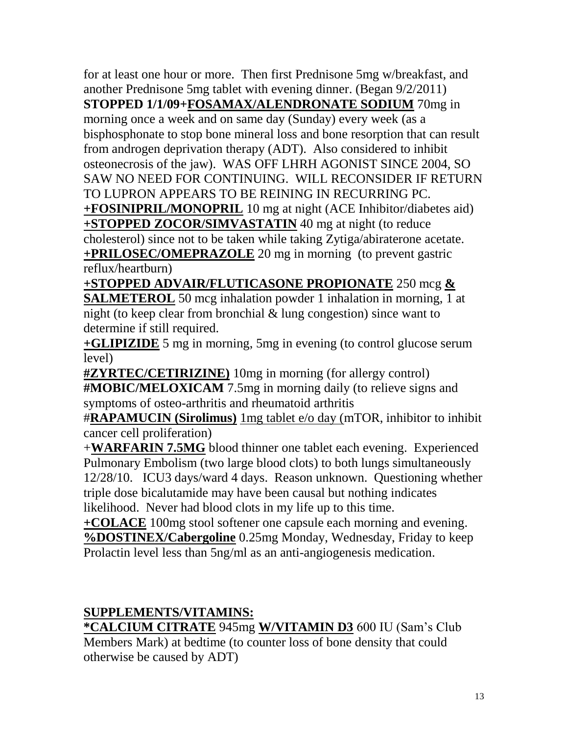for at least one hour or more. Then first Prednisone 5mg w/breakfast, and another Prednisone 5mg tablet with evening dinner. (Began 9/2/2011)

**STOPPED 1/1/09+FOSAMAX/ALENDRONATE SODIUM** 70mg in morning once a week and on same day (Sunday) every week (as a bisphosphonate to stop bone mineral loss and bone resorption that can result from androgen deprivation therapy (ADT). Also considered to inhibit osteonecrosis of the jaw). WAS OFF LHRH AGONIST SINCE 2004, SO SAW NO NEED FOR CONTINUING. WILL RECONSIDER IF RETURN TO LUPRON APPEARS TO BE REINING IN RECURRING PC.

**+FOSINIPRIL/MONOPRIL** 10 mg at night (ACE Inhibitor/diabetes aid)

**+STOPPED ZOCOR/SIMVASTATIN** 40 mg at night (to reduce cholesterol) since not to be taken while taking Zytiga/abiraterone acetate.

**+PRILOSEC/OMEPRAZOLE** 20 mg in morning (to prevent gastric reflux/heartburn)

**+STOPPED ADVAIR/FLUTICASONE PROPIONATE** 250 mcg **& SALMETEROL** 50 mcg inhalation powder 1 inhalation in morning, 1 at night (to keep clear from bronchial & lung congestion) since want to determine if still required.

**+GLIPIZIDE** 5 mg in morning, 5mg in evening (to control glucose serum level)

**#ZYRTEC/CETIRIZINE)** 10mg in morning (for allergy control)

**#MOBIC/MELOXICAM** 7.5mg in morning daily (to relieve signs and symptoms of osteo-arthritis and rheumatoid arthritis

#**RAPAMUCIN (Sirolimus)** 1mg tablet e/o day (mTOR, inhibitor to inhibit cancer cell proliferation)

+**WARFARIN 7.5MG** blood thinner one tablet each evening. Experienced Pulmonary Embolism (two large blood clots) to both lungs simultaneously 12/28/10. ICU3 days/ward 4 days. Reason unknown. Questioning whether triple dose bicalutamide may have been causal but nothing indicates likelihood. Never had blood clots in my life up to this time.

**+COLACE** 100mg stool softener one capsule each morning and evening.

**%DOSTINEX/Cabergoline** 0.25mg Monday, Wednesday, Friday to keep Prolactin level less than 5ng/ml as an anti-angiogenesis medication.

## SUPPLEMENTS/VITAMINS:

**\*CALCIUM CITRATE** 945mg **W/VITAMIN D3** 600 IU (Sam's Club Members Mark) at bedtime (to counter loss of bone density that could otherwise be caused by ADT)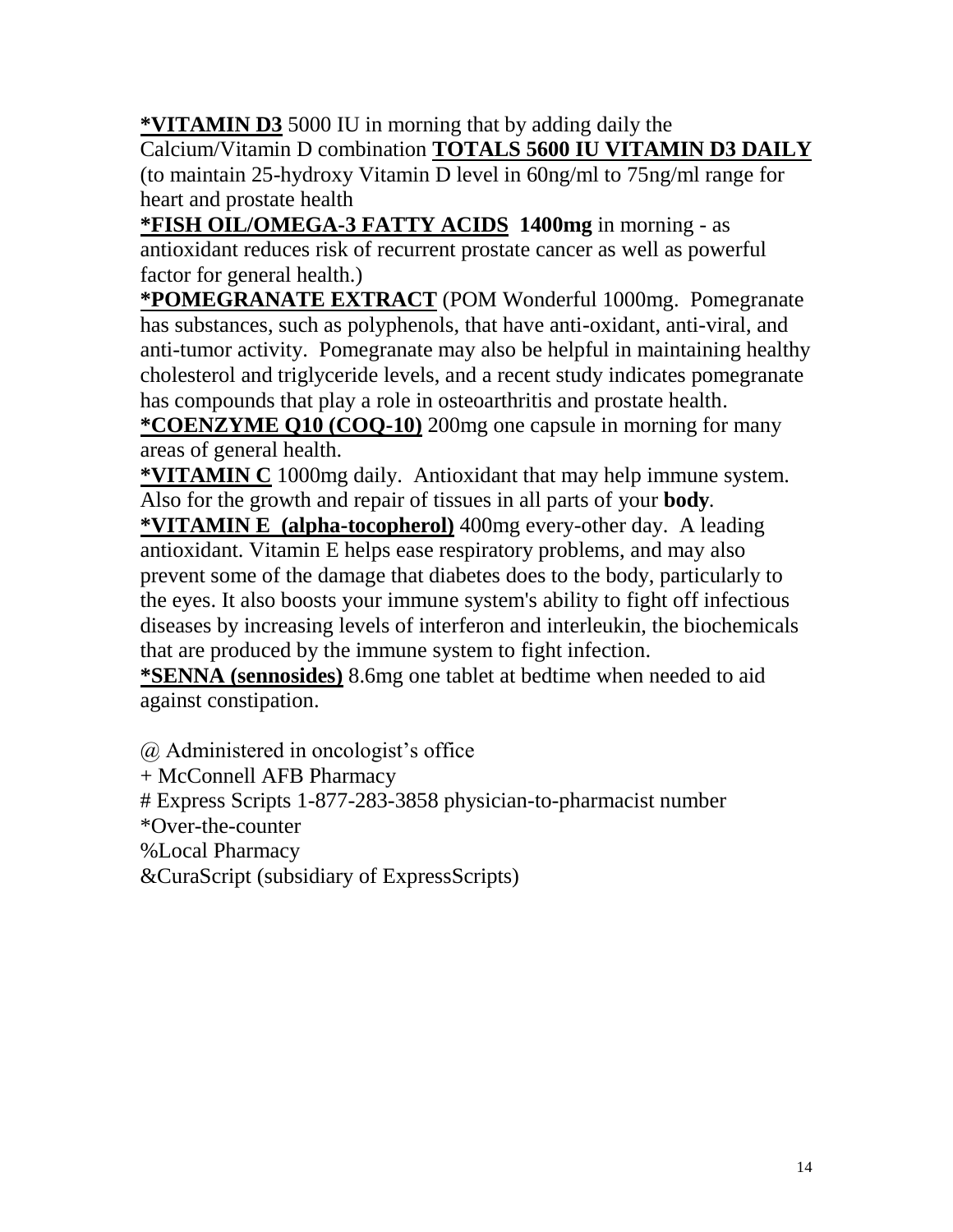**\*VITAMIN D3** 5000 IU in morning that by adding daily the Calcium/Vitamin D combination **TOTALS 5600 IU VITAMIN D3 DAILY** (to maintain 25-hydroxy Vitamin D level in 60ng/ml to 75ng/ml range for heart and prostate health

**\*FISH OIL/OMEGA-3 FATTY ACIDS** **1400mg** in morning - as antioxidant reduces risk of recurrent prostate cancer as well as powerful factor for general health.)

**\*POMEGRANATE EXTRACT** (POM Wonderful 1000mg. Pomegranate has substances, such as polyphenols, that have anti-oxidant, anti-viral, and anti-tumor activity. Pomegranate may also be helpful in maintaining healthy cholesterol and triglyceride levels, and a recent study indicates pomegranate has compounds that play a role in osteoarthritis and prostate health.

**\*COENZYME Q10 (COQ-10)** 200mg one capsule in morning for many areas of general health.

**\*VITAMIN C** 1000mg daily. Antioxidant that may help immune system. Also for the growth and repair of tissues in all parts of your **body**.

**\*VITAMIN E (alpha-tocopherol)** 400mg every-other day. A leading antioxidant. Vitamin E helps ease respiratory problems, and may also prevent some of the damage that diabetes does to the body, particularly to the eyes. It also boosts your immune system's ability to fight off infectious diseases by increasing levels of interferon and interleukin, the biochemicals that are produced by the immune system to fight infection.

**\*SENNA (sennosides)** 8.6mg one tablet at bedtime when needed to aid against constipation.

@ Administered in oncologist's office  
\+ McConnell AFB Pharmacy  
\# Express Scripts 1-877-283-3858 physician-to-pharmacist number  
\*Over-the-counter  
%Local Pharmacy  
&CuraScript (subsidiary of ExpressScripts)